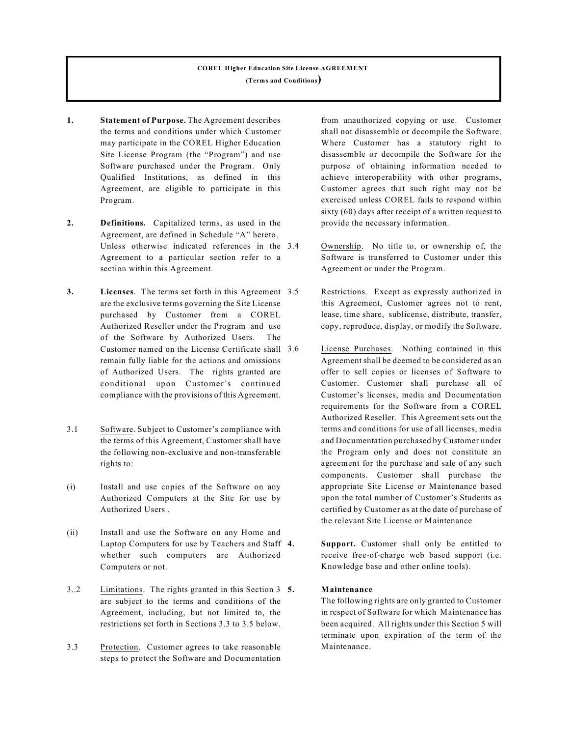**COREL Higher Education Site License AGREEMENT**
**(Terms and Conditions)**

**1.** **Statement of Purpose.** The Agreement describes the terms and conditions under which Customer may participate in the COREL Higher Education Site License Program (the "Program") and use Software purchased under the Program. Only Qualified Institutions, as defined in this Agreement, are eligible to participate in this Program.

**2.** **Definitions.** Capitalized terms, as used in the Agreement, are defined in Schedule "A" hereto. Unless otherwise indicated references in the Agreement to a particular section refer to a section within this Agreement.

**3.** **Licenses**. The terms set forth in this Agreement are the exclusive terms governing the Site License purchased by Customer from a COREL Authorized Reseller under the Program and use of the Software by Authorized Users. The Customer named on the License Certificate shall remain fully liable for the actions and omissions of Authorized Users. The rights granted are conditional upon Customer's continued compliance with the provisions of this Agreement.

3.1 Software. Subject to Customer's compliance with the terms of this Agreement, Customer shall have the following non-exclusive and non-transferable rights to:

(i) Install and use copies of the Software on any Authorized Computers at the Site for use by Authorized Users .

(ii) Install and use the Software on any Home and Laptop Computers for use by Teachers and Staff whether such computers are Authorized Computers or not.

3..2 Limitations. The rights granted in this Section 3 are subject to the terms and conditions of the Agreement, including, but not limited to, the restrictions set forth in Sections 3.3 to 3.5 below.

3.3 Protection. Customer agrees to take reasonable steps to protect the Software and Documentation from unauthorized copying or use. Customer shall not disassemble or decompile the Software. Where Customer has a statutory right to disassemble or decompile the Software for the purpose of obtaining information needed to achieve interoperability with other programs, Customer agrees that such right may not be exercised unless COREL fails to respond within sixty (60) days after receipt of a written request to provide the necessary information.

3.4 Ownership. No title to, or ownership of, the Software is transferred to Customer under this Agreement or under the Program.

3.5 Restrictions. Except as expressly authorized in this Agreement, Customer agrees not to rent, lease, time share, sublicense, distribute, transfer, copy, reproduce, display, or modify the Software.

3.6 License Purchases. Nothing contained in this Agreement shall be deemed to be considered as an offer to sell copies or licenses of Software to Customer. Customer shall purchase all of Customer's licenses, media and Documentation requirements for the Software from a COREL Authorized Reseller. This Agreement sets out the terms and conditions for use of all licenses, media and Documentation purchased by Customer under the Program only and does not constitute an agreement for the purchase and sale of any such components. Customer shall purchase the appropriate Site License or Maintenance based upon the total number of Customer's Students as certified by Customer as at the date of purchase of the relevant Site License or Maintenance

**4.** **Support.** Customer shall only be entitled to receive free-of-charge web based support (i.e. Knowledge base and other online tools).

**5.** **Maintenance**

The following rights are only granted to Customer in respect of Software for which Maintenance has been acquired. All rights under this Section 5 will terminate upon expiration of the term of the Maintenance.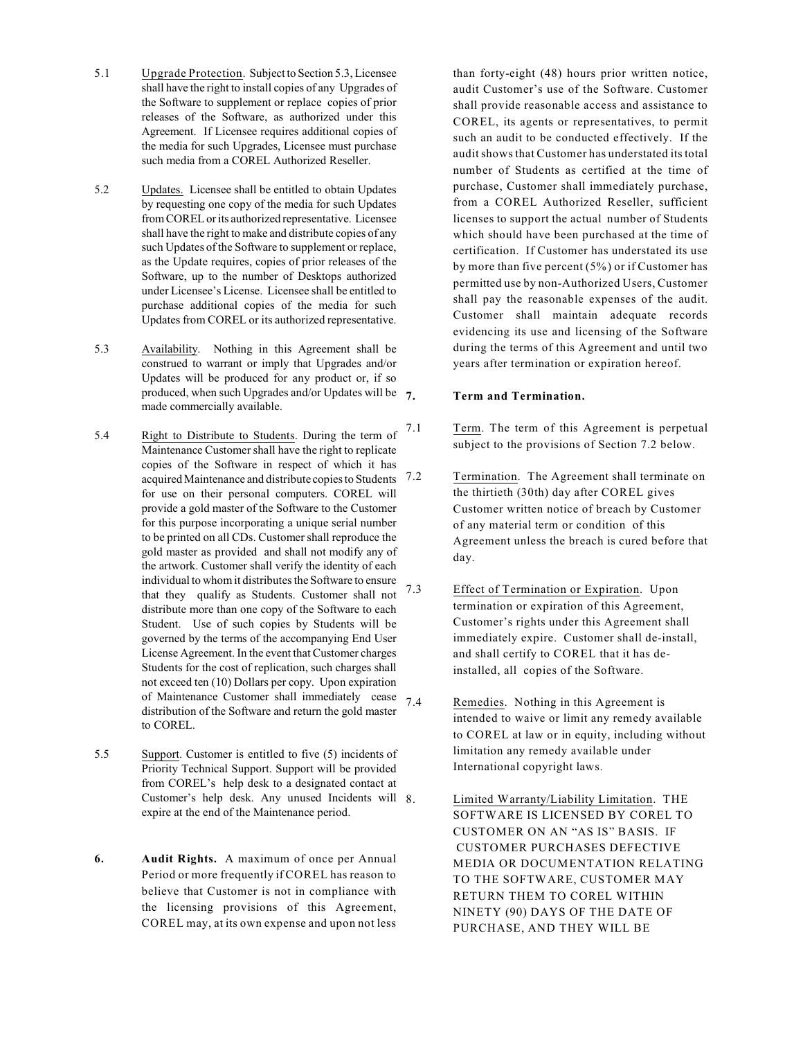5.1 Upgrade Protection. Subject to Section 5.3, Licensee shall have the right to install copies of any Upgrades of the Software to supplement or replace copies of prior releases of the Software, as authorized under this Agreement. If Licensee requires additional copies of the media for such Upgrades, Licensee must purchase such media from a COREL Authorized Reseller.

5.2 Updates. Licensee shall be entitled to obtain Updates by requesting one copy of the media for such Updates from COREL or its authorized representative. Licensee shall have the right to make and distribute copies of any such Updates of the Software to supplement or replace, as the Update requires, copies of prior releases of the Software, up to the number of Desktops authorized under Licensee's License. Licensee shall be entitled to purchase additional copies of the media for such Updates from COREL or its authorized representative.

5.3 Availability. Nothing in this Agreement shall be construed to warrant or imply that Upgrades and/or Updates will be produced for any product or, if so produced, when such Upgrades and/or Updates will be made commercially available.

5.4 Right to Distribute to Students. During the term of Maintenance Customer shall have the right to replicate copies of the Software in respect of which it has acquired Maintenance and distribute copies to Students for use on their personal computers. COREL will provide a gold master of the Software to the Customer for this purpose incorporating a unique serial number to be printed on all CDs. Customer shall reproduce the gold master as provided and shall not modify any of the artwork. Customer shall verify the identity of each individual to whom it distributes the Software to ensure that they qualify as Students. Customer shall not distribute more than one copy of the Software to each Student. Use of such copies by Students will be governed by the terms of the accompanying End User License Agreement. In the event that Customer charges Students for the cost of replication, such charges shall not exceed ten (10) Dollars per copy. Upon expiration of Maintenance Customer shall immediately cease distribution of the Software and return the gold master to COREL.

5.5 Support. Customer is entitled to five (5) incidents of Priority Technical Support. Support will be provided from COREL's help desk to a designated contact at Customer's help desk. Any unused Incidents will expire at the end of the Maintenance period.

**6. Audit Rights.** A maximum of once per Annual Period or more frequently if COREL has reason to believe that Customer is not in compliance with the licensing provisions of this Agreement, COREL may, at its own expense and upon not less than forty-eight (48) hours prior written notice, audit Customer's use of the Software. Customer shall provide reasonable access and assistance to COREL, its agents or representatives, to permit such an audit to be conducted effectively. If the audit shows that Customer has understated its total number of Students as certified at the time of purchase, Customer shall immediately purchase, from a COREL Authorized Reseller, sufficient licenses to support the actual number of Students which should have been purchased at the time of certification. If Customer has understated its use by more than five percent (5%) or if Customer has permitted use by non-Authorized Users, Customer shall pay the reasonable expenses of the audit. Customer shall maintain adequate records evidencing its use and licensing of the Software during the terms of this Agreement and until two years after termination or expiration hereof.

**7. Term and Termination.**

7.1 Term. The term of this Agreement is perpetual subject to the provisions of Section 7.2 below.

7.2 Termination. The Agreement shall terminate on the thirtieth (30th) day after COREL gives Customer written notice of breach by Customer of any material term or condition of this Agreement unless the breach is cured before that day.

7.3 Effect of Termination or Expiration. Upon termination or expiration of this Agreement, Customer's rights under this Agreement shall immediately expire. Customer shall de-install, and shall certify to COREL that it has de-installed, all copies of the Software.

7.4 Remedies. Nothing in this Agreement is intended to waive or limit any remedy available to COREL at law or in equity, including without limitation any remedy available under International copyright laws.

8. Limited Warranty/Liability Limitation. THE SOFTWARE IS LICENSED BY COREL TO CUSTOMER ON AN "AS IS" BASIS. IF CUSTOMER PURCHASES DEFECTIVE MEDIA OR DOCUMENTATION RELATING TO THE SOFTWARE, CUSTOMER MAY RETURN THEM TO COREL WITHIN NINETY (90) DAYS OF THE DATE OF PURCHASE, AND THEY WILL BE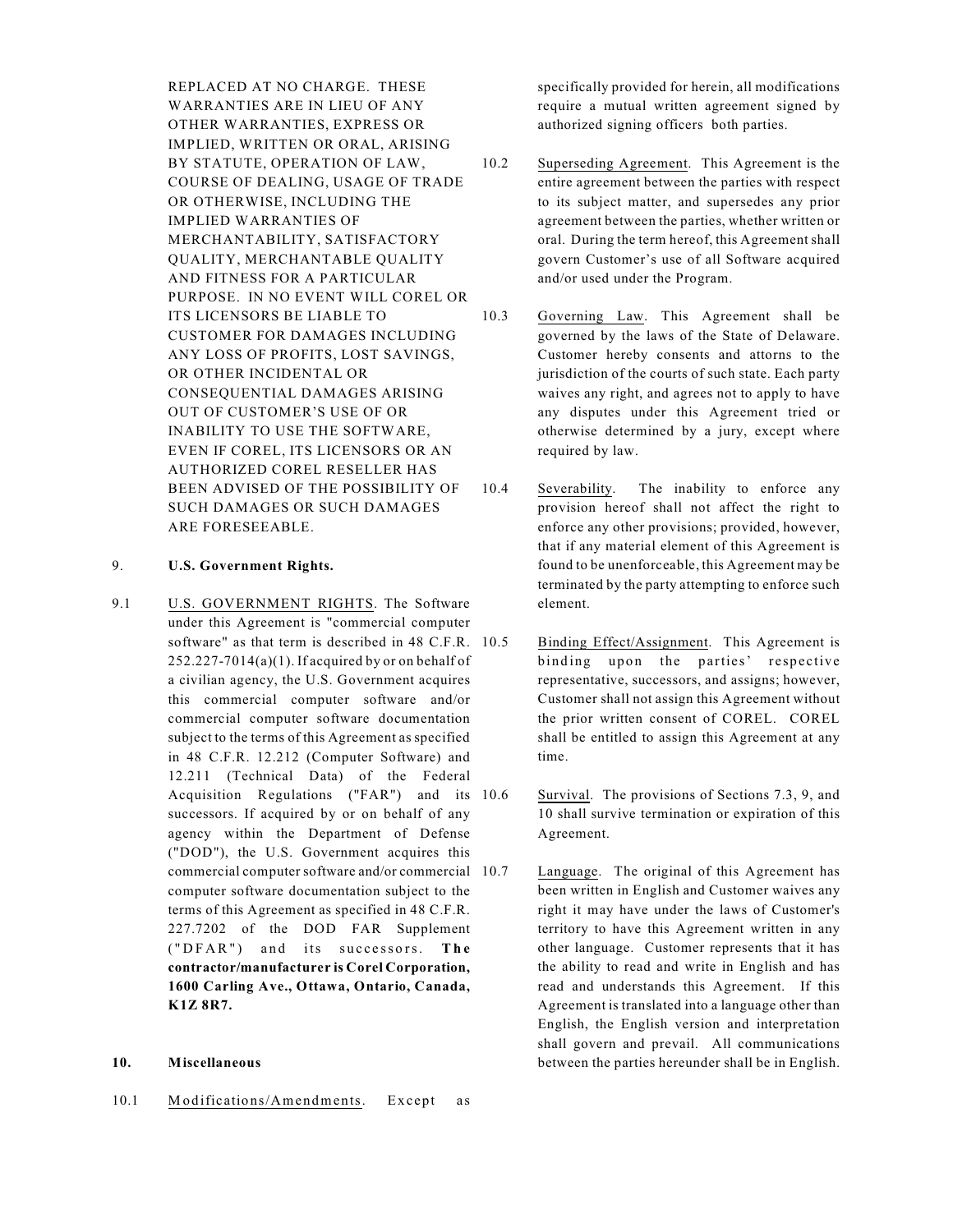REPLACED AT NO CHARGE. THESE WARRANTIES ARE IN LIEU OF ANY OTHER WARRANTIES, EXPRESS OR IMPLIED, WRITTEN OR ORAL, ARISING BY STATUTE, OPERATION OF LAW, COURSE OF DEALING, USAGE OF TRADE OR OTHERWISE, INCLUDING THE IMPLIED WARRANTIES OF MERCHANTABILITY, SATISFACTORY QUALITY, MERCHANTABLE QUALITY AND FITNESS FOR A PARTICULAR PURPOSE. IN NO EVENT WILL COREL OR ITS LICENSORS BE LIABLE TO CUSTOMER FOR DAMAGES INCLUDING ANY LOSS OF PROFITS, LOST SAVINGS, OR OTHER INCIDENTAL OR CONSEQUENTIAL DAMAGES ARISING OUT OF CUSTOMER'S USE OF OR INABILITY TO USE THE SOFTWARE, EVEN IF COREL, ITS LICENSORS OR AN AUTHORIZED COREL RESELLER HAS BEEN ADVISED OF THE POSSIBILITY OF SUCH DAMAGES OR SUCH DAMAGES ARE FORESEEABLE.

9. **U.S. Government Rights.**

9.1 U.S. GOVERNMENT RIGHTS. The Software under this Agreement is "commercial computer software" as that term is described in 48 C.F.R. 252.227-7014(a)(1). If acquired by or on behalf of a civilian agency, the U.S. Government acquires this commercial computer software and/or commercial computer software documentation subject to the terms of this Agreement as specified in 48 C.F.R. 12.212 (Computer Software) and 12.211 (Technical Data) of the Federal Acquisition Regulations ("FAR") and its successors. If acquired by or on behalf of any agency within the Department of Defense ("DOD"), the U.S. Government acquires this commercial computer software and/or commercial computer software documentation subject to the terms of this Agreement as specified in 48 C.F.R. 227.7202 of the DOD FAR Supplement ("DFAR") and its successors. **The contractor/manufacturer is Corel Corporation, 1600 Carling Ave., Ottawa, Ontario, Canada, K1Z 8R7.**

**10. Miscellaneous**

10.1 Modifications/Amendments. Except as specifically provided for herein, all modifications require a mutual written agreement signed by authorized signing officers both parties.

10.2 Superseding Agreement. This Agreement is the entire agreement between the parties with respect to its subject matter, and supersedes any prior agreement between the parties, whether written or oral. During the term hereof, this Agreement shall govern Customer's use of all Software acquired and/or used under the Program.

10.3 Governing Law. This Agreement shall be governed by the laws of the State of Delaware. Customer hereby consents and attorns to the jurisdiction of the courts of such state. Each party waives any right, and agrees not to apply to have any disputes under this Agreement tried or otherwise determined by a jury, except where required by law.

10.4 Severability. The inability to enforce any provision hereof shall not affect the right to enforce any other provisions; provided, however, that if any material element of this Agreement is found to be unenforceable, this Agreement may be terminated by the party attempting to enforce such element.

10.5 Binding Effect/Assignment. This Agreement is binding upon the parties' respective representative, successors, and assigns; however, Customer shall not assign this Agreement without the prior written consent of COREL. COREL shall be entitled to assign this Agreement at any time.

10.6 Survival. The provisions of Sections 7.3, 9, and 10 shall survive termination or expiration of this Agreement.

10.7 Language. The original of this Agreement has been written in English and Customer waives any right it may have under the laws of Customer's territory to have this Agreement written in any other language. Customer represents that it has the ability to read and write in English and has read and understands this Agreement. If this Agreement is translated into a language other than English, the English version and interpretation shall govern and prevail. All communications between the parties hereunder shall be in English.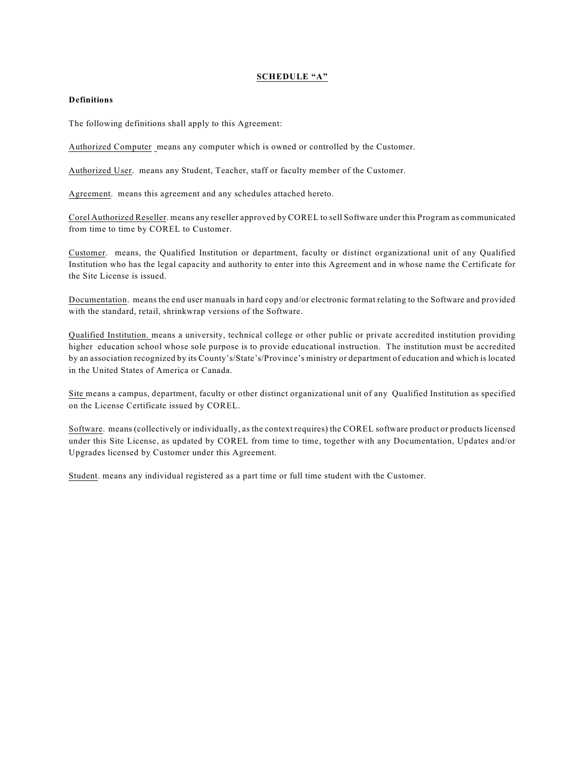## SCHEDULE "A"

**Definitions**

The following definitions shall apply to this Agreement:

Authorized Computer means any computer which is owned or controlled by the Customer.

Authorized User. means any Student, Teacher, staff or faculty member of the Customer.

Agreement. means this agreement and any schedules attached hereto.

Corel Authorized Reseller. means any reseller approved by COREL to sell Software under this Program as communicated from time to time by COREL to Customer.

Customer. means, the Qualified Institution or department, faculty or distinct organizational unit of any Qualified Institution who has the legal capacity and authority to enter into this Agreement and in whose name the Certificate for the Site License is issued.

Documentation. means the end user manuals in hard copy and/or electronic format relating to the Software and provided with the standard, retail, shrinkwrap versions of the Software.

Qualified Institution. means a university, technical college or other public or private accredited institution providing higher education school whose sole purpose is to provide educational instruction. The institution must be accredited by an association recognized by its County's/State's/Province's ministry or department of education and which is located in the United States of America or Canada.

Site means a campus, department, faculty or other distinct organizational unit of any Qualified Institution as specified on the License Certificate issued by COREL.

Software. means (collectively or individually, as the context requires) the COREL software product or products licensed under this Site License, as updated by COREL from time to time, together with any Documentation, Updates and/or Upgrades licensed by Customer under this Agreement.

Student. means any individual registered as a part time or full time student with the Customer.